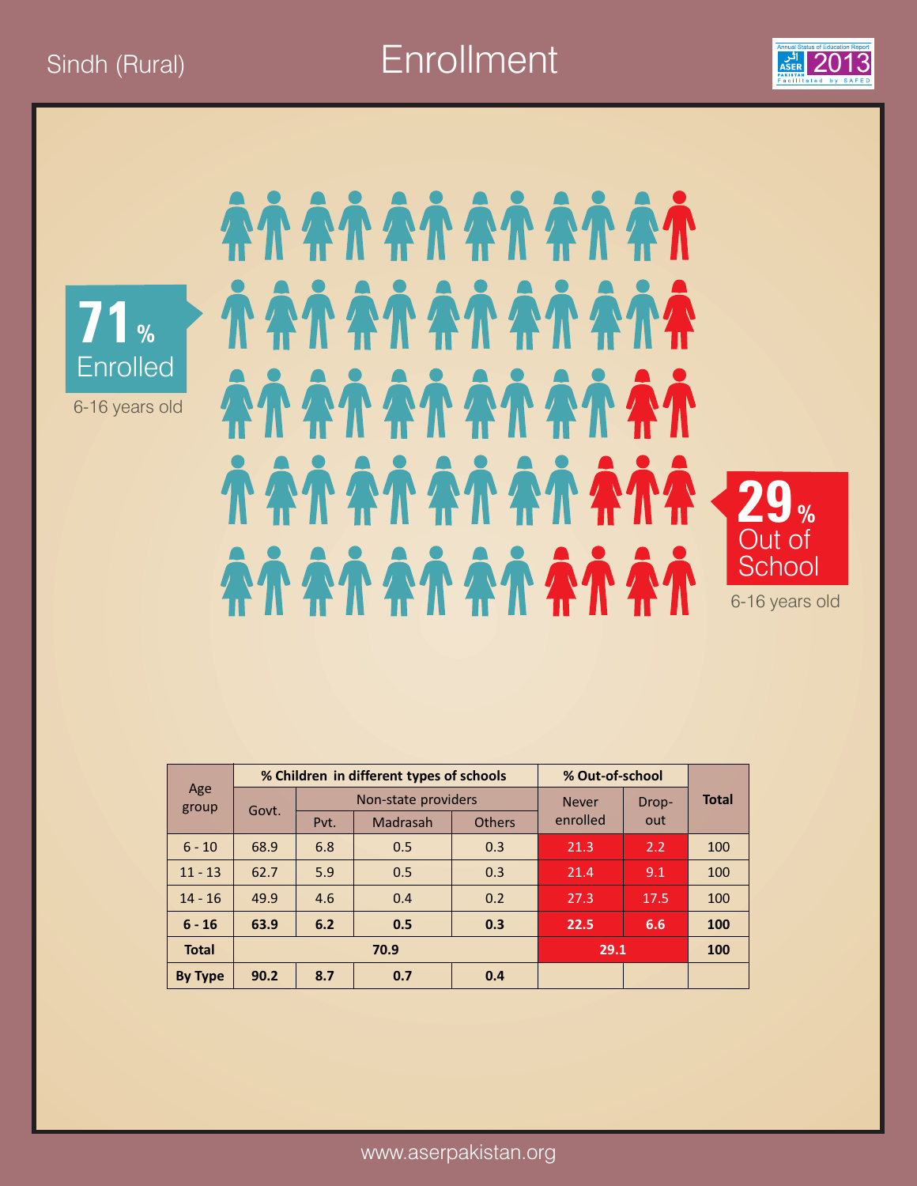Sindh (Rural)

# Enrollment

Annual Status of Education Report ASER PAKISTAN 2013 Facilitated by SAFED

**71%** Enrolled
6-16 years old

**29%** Out of School
6-16 years old

| Age group | % Children in different types of schools | | | | % Out-of-school | | Total |
|---|---|---|---|---|---|---|---|
| | Govt. | Non-state providers | | | Never enrolled | Drop-out | |
| | | Pvt. | Madrasah | Others | | | |
| 6 - 10 | 68.9 | 6.8 | 0.5 | 0.3 | 21.3 | 2.2 | 100 |
| 11 - 13 | 62.7 | 5.9 | 0.5 | 0.3 | 21.4 | 9.1 | 100 |
| 14 - 16 | 49.9 | 4.6 | 0.4 | 0.2 | 27.3 | 17.5 | 100 |
| **6 - 16** | **63.9** | **6.2** | **0.5** | **0.3** | **22.5** | **6.6** | **100** |
| **Total** | **70.9** | | | | **29.1** | | **100** |
| **By Type** | **90.2** | **8.7** | **0.7** | **0.4** | | | |

www.aserpakistan.org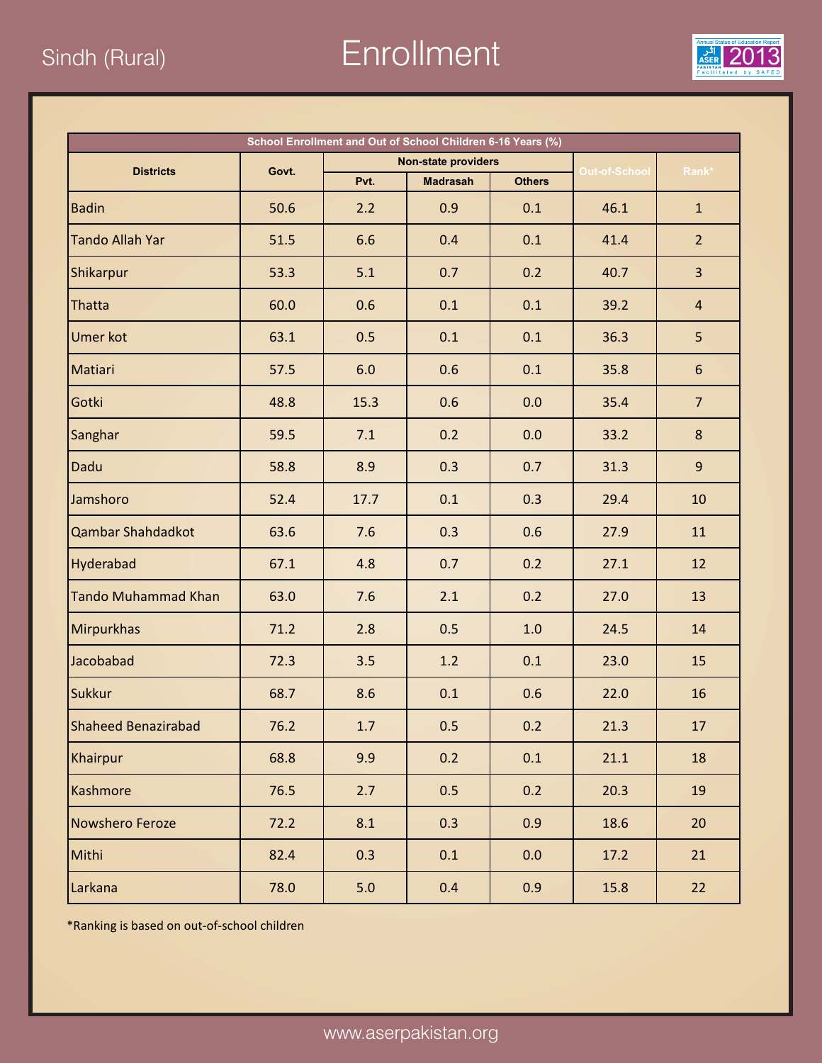Sindh (Rural)

# Enrollment

| School Enrollment and Out of School Children 6-16 Years (%) | | | | | | |
|---|---|---|---|---|---|---|
| Districts | Govt. | Non-state providers | | | Out-of-School | Rank* |
| | | Pvt. | Madrasah | Others | | |
| Badin | 50.6 | 2.2 | 0.9 | 0.1 | 46.1 | 1 |
| Tando Allah Yar | 51.5 | 6.6 | 0.4 | 0.1 | 41.4 | 2 |
| Shikarpur | 53.3 | 5.1 | 0.7 | 0.2 | 40.7 | 3 |
| Thatta | 60.0 | 0.6 | 0.1 | 0.1 | 39.2 | 4 |
| Umer kot | 63.1 | 0.5 | 0.1 | 0.1 | 36.3 | 5 |
| Matiari | 57.5 | 6.0 | 0.6 | 0.1 | 35.8 | 6 |
| Gotki | 48.8 | 15.3 | 0.6 | 0.0 | 35.4 | 7 |
| Sanghar | 59.5 | 7.1 | 0.2 | 0.0 | 33.2 | 8 |
| Dadu | 58.8 | 8.9 | 0.3 | 0.7 | 31.3 | 9 |
| Jamshoro | 52.4 | 17.7 | 0.1 | 0.3 | 29.4 | 10 |
| Qambar Shahdadkot | 63.6 | 7.6 | 0.3 | 0.6 | 27.9 | 11 |
| Hyderabad | 67.1 | 4.8 | 0.7 | 0.2 | 27.1 | 12 |
| Tando Muhammad Khan | 63.0 | 7.6 | 2.1 | 0.2 | 27.0 | 13 |
| Mirpurkhas | 71.2 | 2.8 | 0.5 | 1.0 | 24.5 | 14 |
| Jacobabad | 72.3 | 3.5 | 1.2 | 0.1 | 23.0 | 15 |
| Sukkur | 68.7 | 8.6 | 0.1 | 0.6 | 22.0 | 16 |
| Shaheed Benazirabad | 76.2 | 1.7 | 0.5 | 0.2 | 21.3 | 17 |
| Khairpur | 68.8 | 9.9 | 0.2 | 0.1 | 21.1 | 18 |
| Kashmore | 76.5 | 2.7 | 0.5 | 0.2 | 20.3 | 19 |
| Nowshero Feroze | 72.2 | 8.1 | 0.3 | 0.9 | 18.6 | 20 |
| Mithi | 82.4 | 0.3 | 0.1 | 0.0 | 17.2 | 21 |
| Larkana | 78.0 | 5.0 | 0.4 | 0.9 | 15.8 | 22 |

*Ranking is based on out-of-school children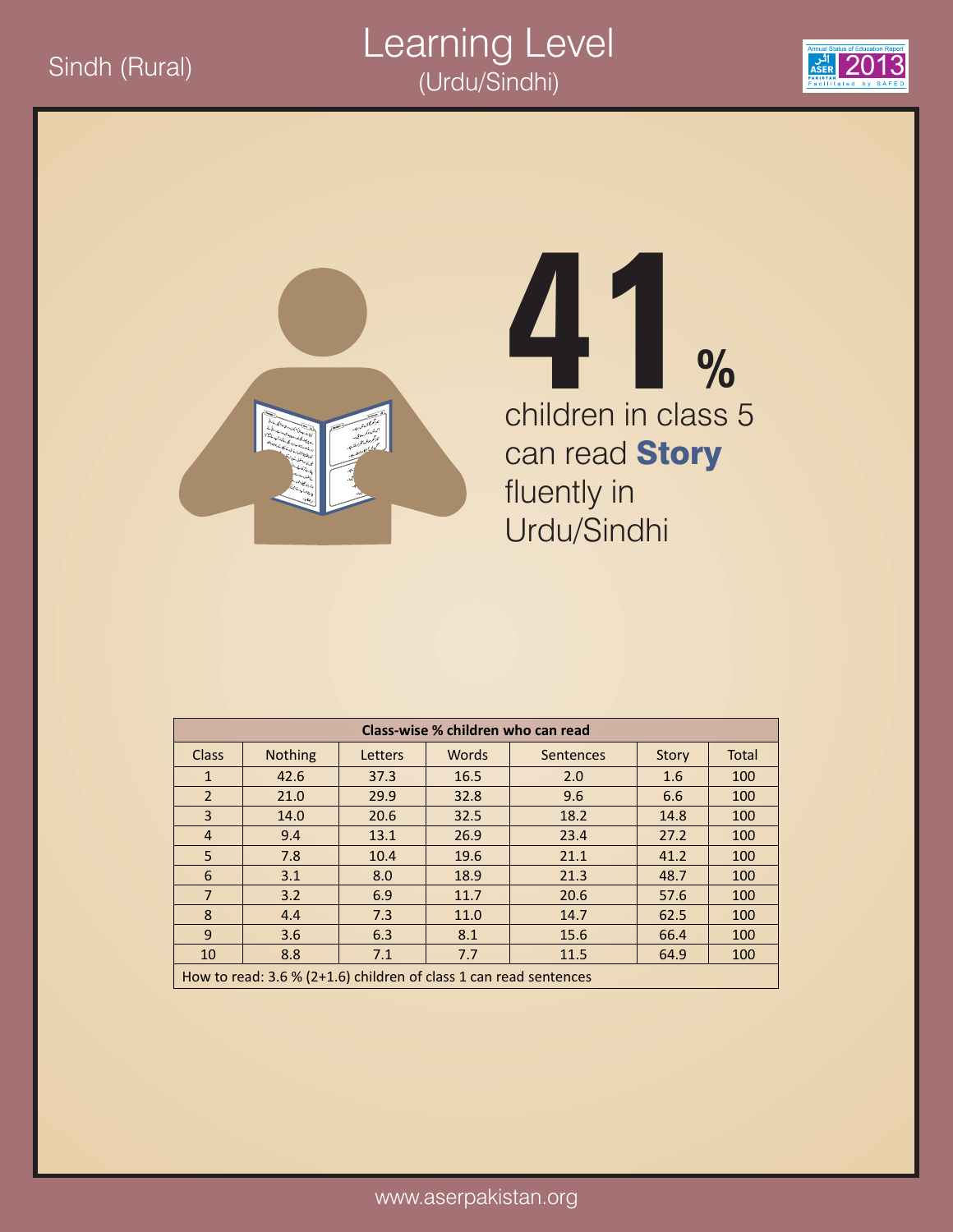Sindh (Rural)

# Learning Level

(Urdu/Sindhi)

**41%** children in class 5 can read **Story** fluently in Urdu/Sindhi

| Class-wise % children who can read | | | | | | |
|---|---|---|---|---|---|---|
| Class | Nothing | Letters | Words | Sentences | Story | Total |
| 1 | 42.6 | 37.3 | 16.5 | 2.0 | 1.6 | 100 |
| 2 | 21.0 | 29.9 | 32.8 | 9.6 | 6.6 | 100 |
| 3 | 14.0 | 20.6 | 32.5 | 18.2 | 14.8 | 100 |
| 4 | 9.4 | 13.1 | 26.9 | 23.4 | 27.2 | 100 |
| 5 | 7.8 | 10.4 | 19.6 | 21.1 | 41.2 | 100 |
| 6 | 3.1 | 8.0 | 18.9 | 21.3 | 48.7 | 100 |
| 7 | 3.2 | 6.9 | 11.7 | 20.6 | 57.6 | 100 |
| 8 | 4.4 | 7.3 | 11.0 | 14.7 | 62.5 | 100 |
| 9 | 3.6 | 6.3 | 8.1 | 15.6 | 66.4 | 100 |
| 10 | 8.8 | 7.1 | 7.7 | 11.5 | 64.9 | 100 |

How to read: 3.6 % (2+1.6) children of class 1 can read sentences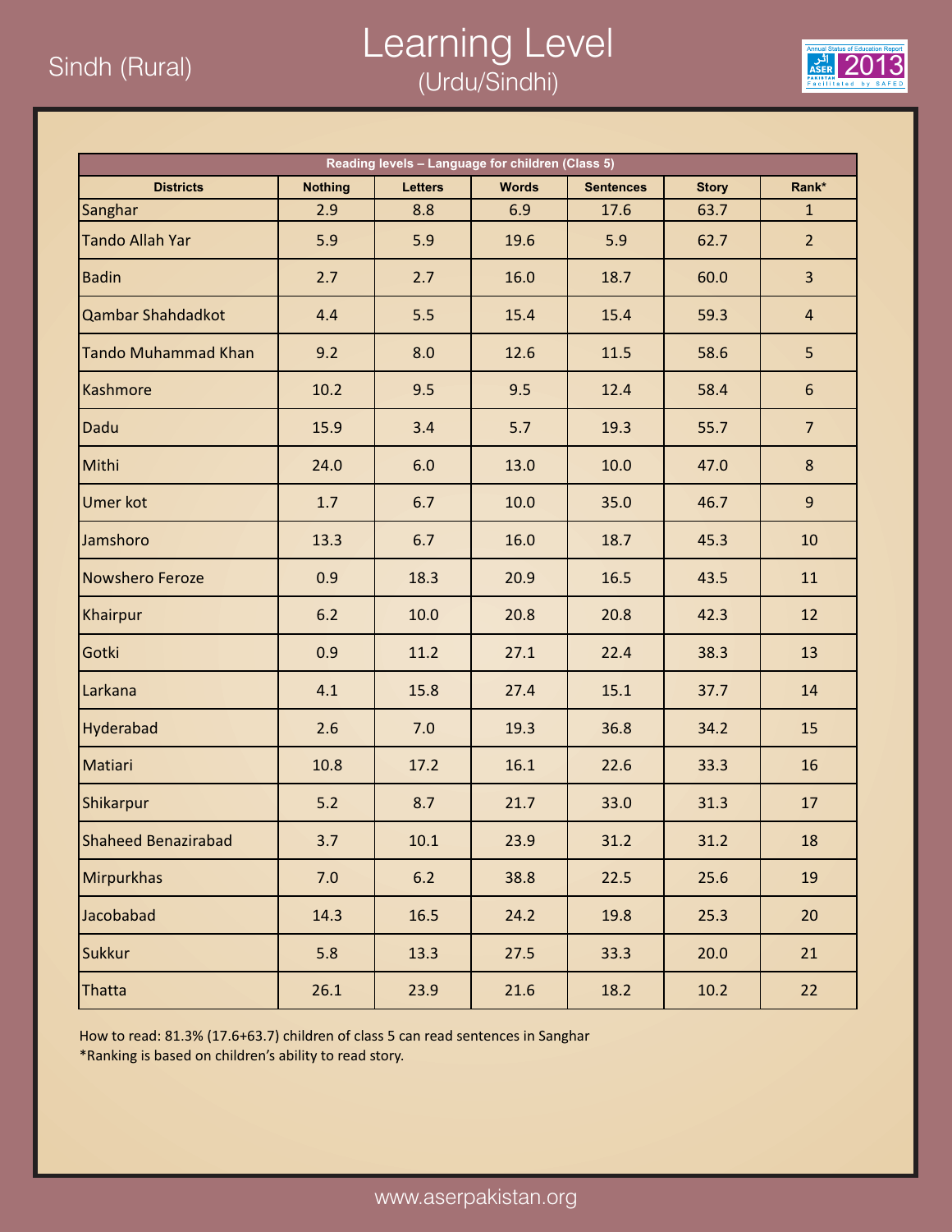Sindh (Rural)

# Learning Level

## (Urdu/Sindhi)

| Reading levels – Language for children (Class 5) | | | | | | |
|---|---|---|---|---|---|---|
| **Districts** | **Nothing** | **Letters** | **Words** | **Sentences** | **Story** | **Rank*** |
| Sanghar | 2.9 | 8.8 | 6.9 | 17.6 | 63.7 | 1 |
| Tando Allah Yar | 5.9 | 5.9 | 19.6 | 5.9 | 62.7 | 2 |
| Badin | 2.7 | 2.7 | 16.0 | 18.7 | 60.0 | 3 |
| Qambar Shahdadkot | 4.4 | 5.5 | 15.4 | 15.4 | 59.3 | 4 |
| Tando Muhammad Khan | 9.2 | 8.0 | 12.6 | 11.5 | 58.6 | 5 |
| Kashmore | 10.2 | 9.5 | 9.5 | 12.4 | 58.4 | 6 |
| Dadu | 15.9 | 3.4 | 5.7 | 19.3 | 55.7 | 7 |
| Mithi | 24.0 | 6.0 | 13.0 | 10.0 | 47.0 | 8 |
| Umer kot | 1.7 | 6.7 | 10.0 | 35.0 | 46.7 | 9 |
| Jamshoro | 13.3 | 6.7 | 16.0 | 18.7 | 45.3 | 10 |
| Nowshero Feroze | 0.9 | 18.3 | 20.9 | 16.5 | 43.5 | 11 |
| Khairpur | 6.2 | 10.0 | 20.8 | 20.8 | 42.3 | 12 |
| Gotki | 0.9 | 11.2 | 27.1 | 22.4 | 38.3 | 13 |
| Larkana | 4.1 | 15.8 | 27.4 | 15.1 | 37.7 | 14 |
| Hyderabad | 2.6 | 7.0 | 19.3 | 36.8 | 34.2 | 15 |
| Matiari | 10.8 | 17.2 | 16.1 | 22.6 | 33.3 | 16 |
| Shikarpur | 5.2 | 8.7 | 21.7 | 33.0 | 31.3 | 17 |
| Shaheed Benazirabad | 3.7 | 10.1 | 23.9 | 31.2 | 31.2 | 18 |
| Mirpurkhas | 7.0 | 6.2 | 38.8 | 22.5 | 25.6 | 19 |
| Jacobabad | 14.3 | 16.5 | 24.2 | 19.8 | 25.3 | 20 |
| Sukkur | 5.8 | 13.3 | 27.5 | 33.3 | 20.0 | 21 |
| Thatta | 26.1 | 23.9 | 21.6 | 18.2 | 10.2 | 22 |

How to read: 81.3% (17.6+63.7) children of class 5 can read sentences in Sanghar
*Ranking is based on children's ability to read story.

www.aserpakistan.org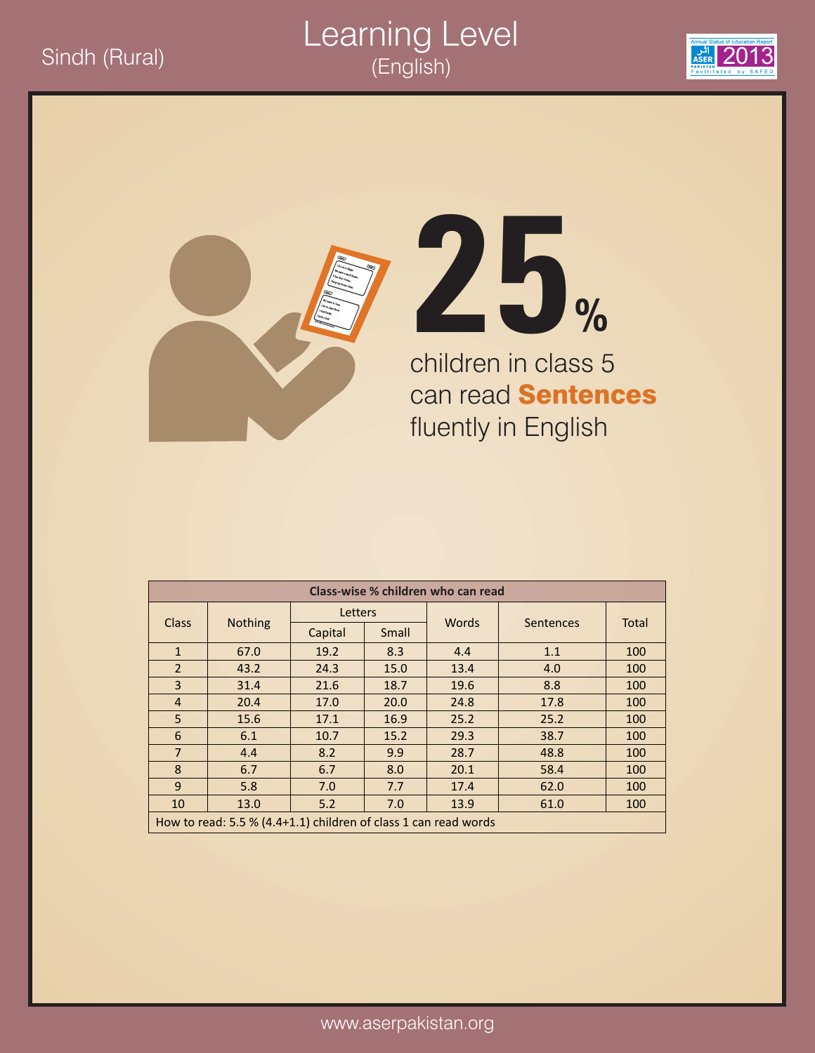Sindh (Rural)

# Learning Level
## (English)

# 25%

children in class 5 can read **Sentences** fluently in English

| Class-wise % children who can read | | | | | | |
|---|---|---|---|---|---|---|
| Class | Nothing | Letters | | Words | Sentences | Total |
| | | Capital | Small | | | |
| 1 | 67.0 | 19.2 | 8.3 | 4.4 | 1.1 | 100 |
| 2 | 43.2 | 24.3 | 15.0 | 13.4 | 4.0 | 100 |
| 3 | 31.4 | 21.6 | 18.7 | 19.6 | 8.8 | 100 |
| 4 | 20.4 | 17.0 | 20.0 | 24.8 | 17.8 | 100 |
| 5 | 15.6 | 17.1 | 16.9 | 25.2 | 25.2 | 100 |
| 6 | 6.1 | 10.7 | 15.2 | 29.3 | 38.7 | 100 |
| 7 | 4.4 | 8.2 | 9.9 | 28.7 | 48.8 | 100 |
| 8 | 6.7 | 6.7 | 8.0 | 20.1 | 58.4 | 100 |
| 9 | 5.8 | 7.0 | 7.7 | 17.4 | 62.0 | 100 |
| 10 | 13.0 | 5.2 | 7.0 | 13.9 | 61.0 | 100 |

How to read: 5.5 % (4.4+1.1) children of class 1 can read words

www.aserpakistan.org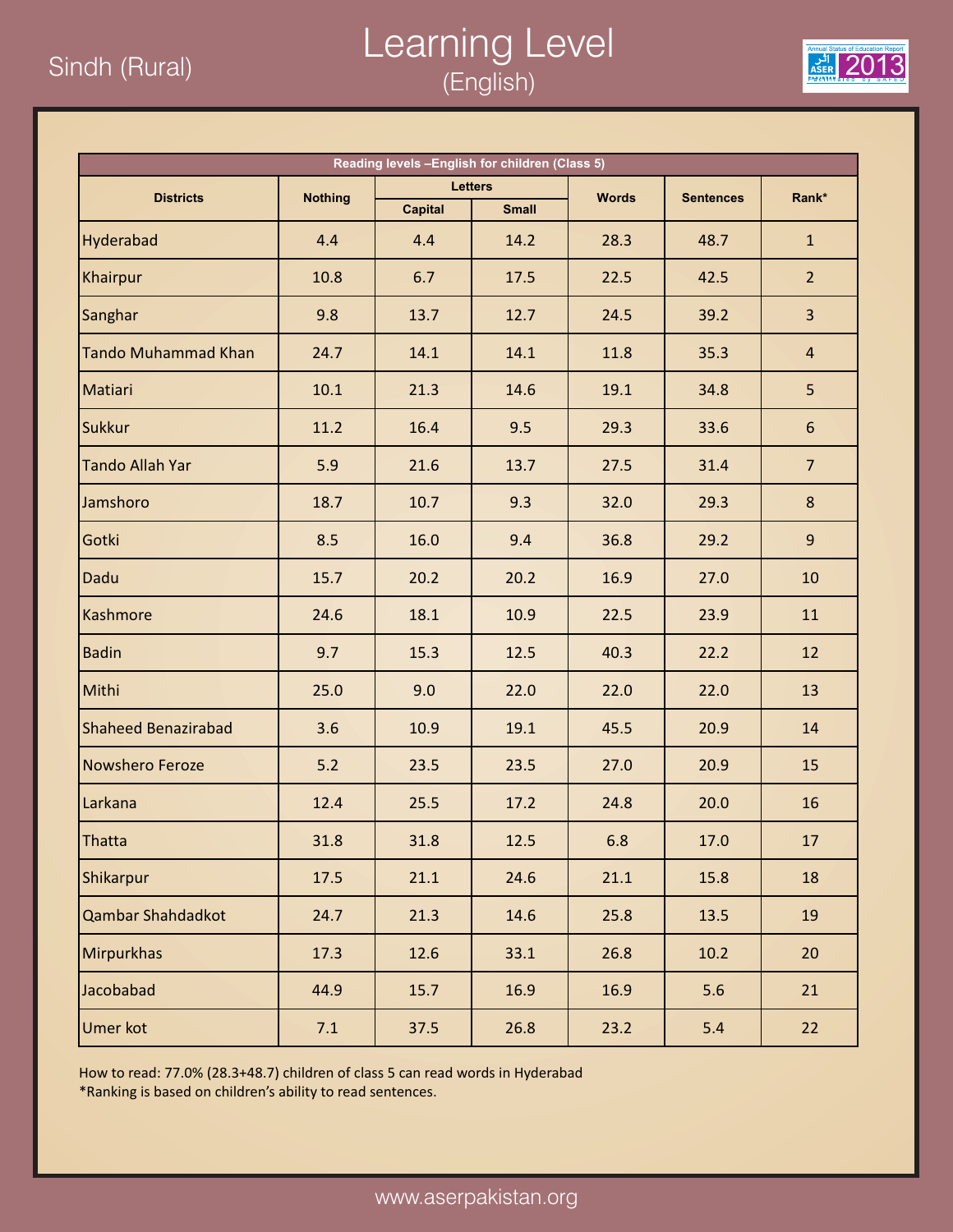Sindh (Rural)

# Learning Level

## (English)

| Reading levels –English for children (Class 5) | | | | | | |
|---|---|---|---|---|---|---|
| Districts | Nothing | Letters | | Words | Sentences | Rank* |
| | | Capital | Small | | | |
| Hyderabad | 4.4 | 4.4 | 14.2 | 28.3 | 48.7 | 1 |
| Khairpur | 10.8 | 6.7 | 17.5 | 22.5 | 42.5 | 2 |
| Sanghar | 9.8 | 13.7 | 12.7 | 24.5 | 39.2 | 3 |
| Tando Muhammad Khan | 24.7 | 14.1 | 14.1 | 11.8 | 35.3 | 4 |
| Matiari | 10.1 | 21.3 | 14.6 | 19.1 | 34.8 | 5 |
| Sukkur | 11.2 | 16.4 | 9.5 | 29.3 | 33.6 | 6 |
| Tando Allah Yar | 5.9 | 21.6 | 13.7 | 27.5 | 31.4 | 7 |
| Jamshoro | 18.7 | 10.7 | 9.3 | 32.0 | 29.3 | 8 |
| Gotki | 8.5 | 16.0 | 9.4 | 36.8 | 29.2 | 9 |
| Dadu | 15.7 | 20.2 | 20.2 | 16.9 | 27.0 | 10 |
| Kashmore | 24.6 | 18.1 | 10.9 | 22.5 | 23.9 | 11 |
| Badin | 9.7 | 15.3 | 12.5 | 40.3 | 22.2 | 12 |
| Mithi | 25.0 | 9.0 | 22.0 | 22.0 | 22.0 | 13 |
| Shaheed Benazirabad | 3.6 | 10.9 | 19.1 | 45.5 | 20.9 | 14 |
| Nowshero Feroze | 5.2 | 23.5 | 23.5 | 27.0 | 20.9 | 15 |
| Larkana | 12.4 | 25.5 | 17.2 | 24.8 | 20.0 | 16 |
| Thatta | 31.8 | 31.8 | 12.5 | 6.8 | 17.0 | 17 |
| Shikarpur | 17.5 | 21.1 | 24.6 | 21.1 | 15.8 | 18 |
| Qambar Shahdadkot | 24.7 | 21.3 | 14.6 | 25.8 | 13.5 | 19 |
| Mirpurkhas | 17.3 | 12.6 | 33.1 | 26.8 | 10.2 | 20 |
| Jacobabad | 44.9 | 15.7 | 16.9 | 16.9 | 5.6 | 21 |
| Umer kot | 7.1 | 37.5 | 26.8 | 23.2 | 5.4 | 22 |

How to read: 77.0% (28.3+48.7) children of class 5 can read words in Hyderabad

*Ranking is based on children's ability to read sentences.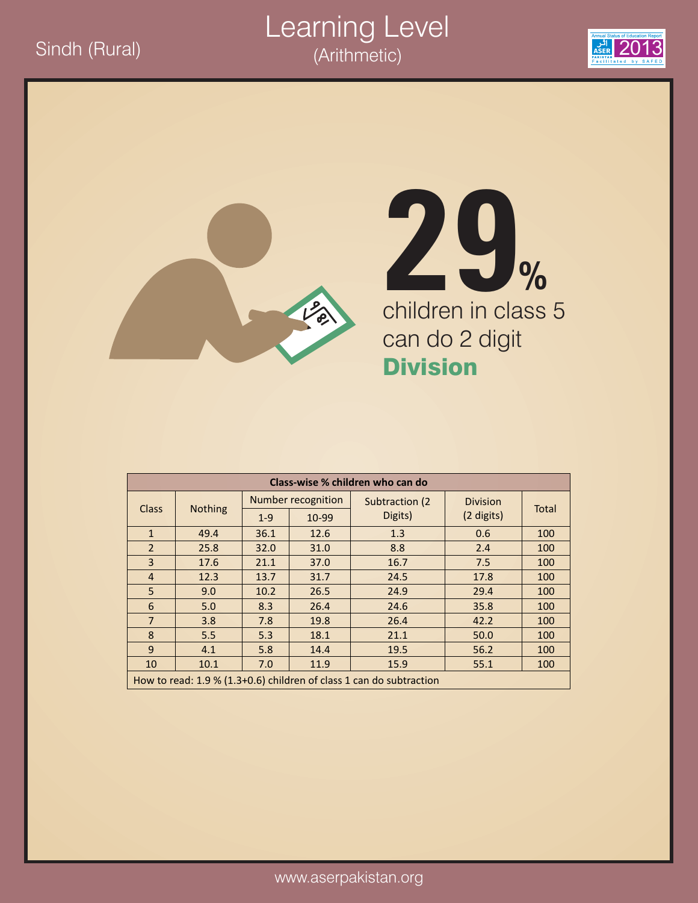Sindh (Rural)

# Learning Level
## (Arithmetic)

**29%** children in class 5 can do 2 digit **Division**

| Class-wise % children who can do | | | | | | |
|---|---|---|---|---|---|---|
| Class | Nothing | Number recognition | | Subtraction (2 Digits) | Division (2 digits) | Total |
| | | 1-9 | 10-99 | | | |
| 1 | 49.4 | 36.1 | 12.6 | 1.3 | 0.6 | 100 |
| 2 | 25.8 | 32.0 | 31.0 | 8.8 | 2.4 | 100 |
| 3 | 17.6 | 21.1 | 37.0 | 16.7 | 7.5 | 100 |
| 4 | 12.3 | 13.7 | 31.7 | 24.5 | 17.8 | 100 |
| 5 | 9.0 | 10.2 | 26.5 | 24.9 | 29.4 | 100 |
| 6 | 5.0 | 8.3 | 26.4 | 24.6 | 35.8 | 100 |
| 7 | 3.8 | 7.8 | 19.8 | 26.4 | 42.2 | 100 |
| 8 | 5.5 | 5.3 | 18.1 | 21.1 | 50.0 | 100 |
| 9 | 4.1 | 5.8 | 14.4 | 19.5 | 56.2 | 100 |
| 10 | 10.1 | 7.0 | 11.9 | 15.9 | 55.1 | 100 |

How to read: 1.9 % (1.3+0.6) children of class 1 can do subtraction

www.aserpakistan.org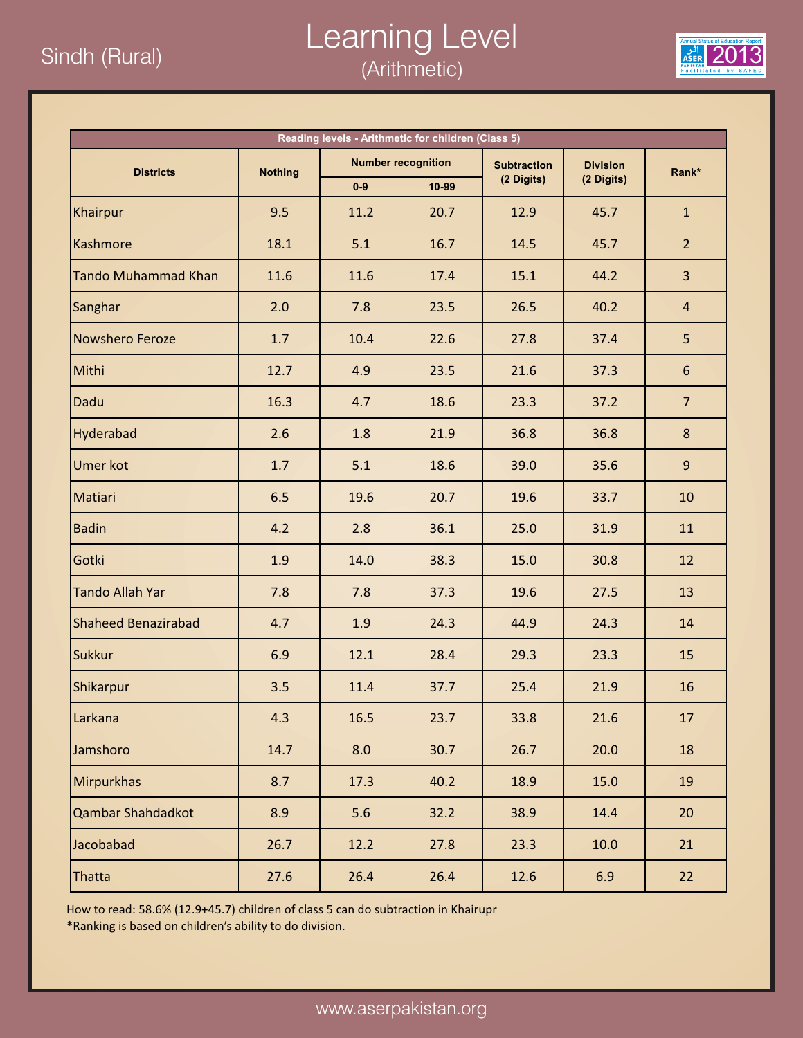Sindh (Rural)

# Learning Level
## (Arithmetic)

| Reading levels - Arithmetic for children (Class 5) | | | | | | |
|---|---|---|---|---|---|---|
| Districts | Nothing | Number recognition | | Subtraction (2 Digits) | Division (2 Digits) | Rank* |
| | | 0-9 | 10-99 | | | |
| Khairpur | 9.5 | 11.2 | 20.7 | 12.9 | 45.7 | 1 |
| Kashmore | 18.1 | 5.1 | 16.7 | 14.5 | 45.7 | 2 |
| Tando Muhammad Khan | 11.6 | 11.6 | 17.4 | 15.1 | 44.2 | 3 |
| Sanghar | 2.0 | 7.8 | 23.5 | 26.5 | 40.2 | 4 |
| Nowshero Feroze | 1.7 | 10.4 | 22.6 | 27.8 | 37.4 | 5 |
| Mithi | 12.7 | 4.9 | 23.5 | 21.6 | 37.3 | 6 |
| Dadu | 16.3 | 4.7 | 18.6 | 23.3 | 37.2 | 7 |
| Hyderabad | 2.6 | 1.8 | 21.9 | 36.8 | 36.8 | 8 |
| Umer kot | 1.7 | 5.1 | 18.6 | 39.0 | 35.6 | 9 |
| Matiari | 6.5 | 19.6 | 20.7 | 19.6 | 33.7 | 10 |
| Badin | 4.2 | 2.8 | 36.1 | 25.0 | 31.9 | 11 |
| Gotki | 1.9 | 14.0 | 38.3 | 15.0 | 30.8 | 12 |
| Tando Allah Yar | 7.8 | 7.8 | 37.3 | 19.6 | 27.5 | 13 |
| Shaheed Benazirabad | 4.7 | 1.9 | 24.3 | 44.9 | 24.3 | 14 |
| Sukkur | 6.9 | 12.1 | 28.4 | 29.3 | 23.3 | 15 |
| Shikarpur | 3.5 | 11.4 | 37.7 | 25.4 | 21.9 | 16 |
| Larkana | 4.3 | 16.5 | 23.7 | 33.8 | 21.6 | 17 |
| Jamshoro | 14.7 | 8.0 | 30.7 | 26.7 | 20.0 | 18 |
| Mirpurkhas | 8.7 | 17.3 | 40.2 | 18.9 | 15.0 | 19 |
| Qambar Shahdadkot | 8.9 | 5.6 | 32.2 | 38.9 | 14.4 | 20 |
| Jacobabad | 26.7 | 12.2 | 27.8 | 23.3 | 10.0 | 21 |
| Thatta | 27.6 | 26.4 | 26.4 | 12.6 | 6.9 | 22 |

How to read: 58.6% (12.9+45.7) children of class 5 can do subtraction in Khairupr

*Ranking is based on children's ability to do division.

www.aserpakistan.org